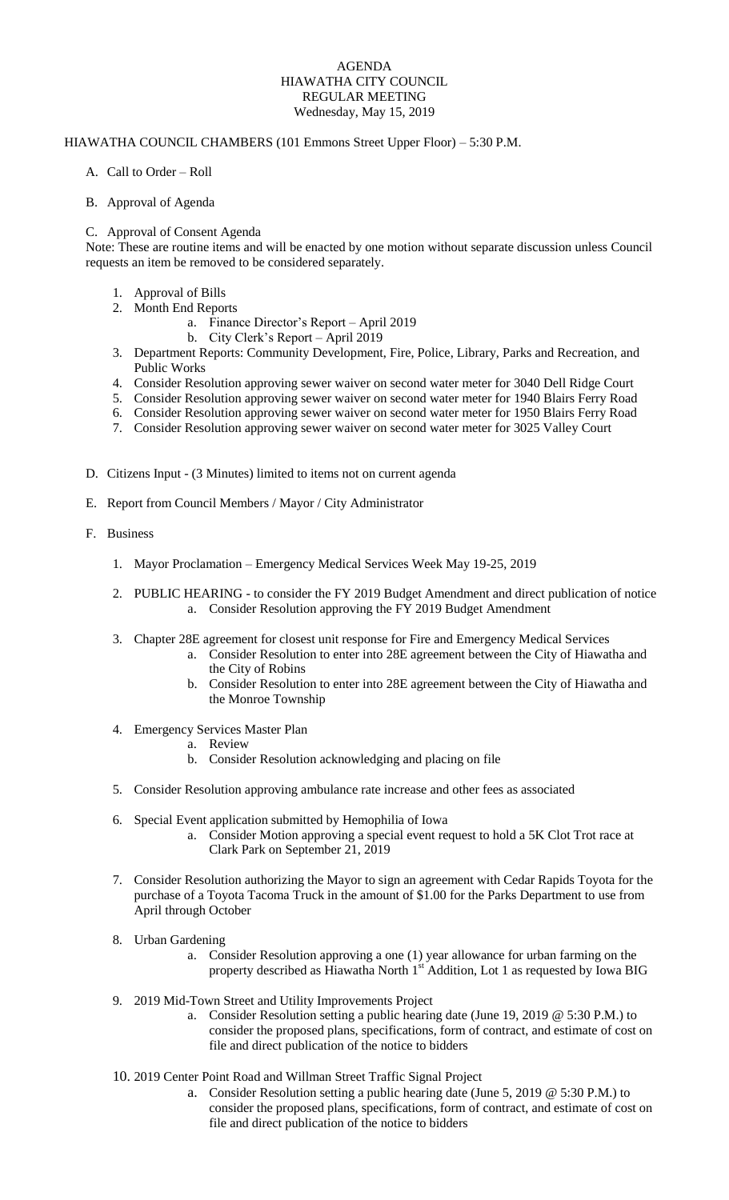# AGENDA
## HIAWATHA CITY COUNCIL
## REGULAR MEETING
### Wednesday, May 15, 2019

HIAWATHA COUNCIL CHAMBERS (101 Emmons Street Upper Floor) – 5:30 P.M.

A. Call to Order – Roll

B. Approval of Agenda

C. Approval of Consent Agenda

Note: These are routine items and will be enacted by one motion without separate discussion unless Council requests an item be removed to be considered separately.

1. Approval of Bills
2. Month End Reports
   a. Finance Director's Report – April 2019
   b. City Clerk's Report – April 2019
3. Department Reports: Community Development, Fire, Police, Library, Parks and Recreation, and Public Works
4. Consider Resolution approving sewer waiver on second water meter for 3040 Dell Ridge Court
5. Consider Resolution approving sewer waiver on second water meter for 1940 Blairs Ferry Road
6. Consider Resolution approving sewer waiver on second water meter for 1950 Blairs Ferry Road
7. Consider Resolution approving sewer waiver on second water meter for 3025 Valley Court

D. Citizens Input - (3 Minutes) limited to items not on current agenda

E. Report from Council Members / Mayor / City Administrator

F. Business

1. Mayor Proclamation – Emergency Medical Services Week May 19-25, 2019

2. PUBLIC HEARING - to consider the FY 2019 Budget Amendment and direct publication of notice
   a. Consider Resolution approving the FY 2019 Budget Amendment

3. Chapter 28E agreement for closest unit response for Fire and Emergency Medical Services
   a. Consider Resolution to enter into 28E agreement between the City of Hiawatha and the City of Robins
   b. Consider Resolution to enter into 28E agreement between the City of Hiawatha and the Monroe Township

4. Emergency Services Master Plan
   a. Review
   b. Consider Resolution acknowledging and placing on file

5. Consider Resolution approving ambulance rate increase and other fees as associated

6. Special Event application submitted by Hemophilia of Iowa
   a. Consider Motion approving a special event request to hold a 5K Clot Trot race at Clark Park on September 21, 2019

7. Consider Resolution authorizing the Mayor to sign an agreement with Cedar Rapids Toyota for the purchase of a Toyota Tacoma Truck in the amount of $1.00 for the Parks Department to use from April through October

8. Urban Gardening
   a. Consider Resolution approving a one (1) year allowance for urban farming on the property described as Hiawatha North 1st Addition, Lot 1 as requested by Iowa BIG

9. 2019 Mid-Town Street and Utility Improvements Project
   a. Consider Resolution setting a public hearing date (June 19, 2019 @ 5:30 P.M.) to consider the proposed plans, specifications, form of contract, and estimate of cost on file and direct publication of the notice to bidders

10. 2019 Center Point Road and Willman Street Traffic Signal Project
    a. Consider Resolution setting a public hearing date (June 5, 2019 @ 5:30 P.M.) to consider the proposed plans, specifications, form of contract, and estimate of cost on file and direct publication of the notice to bidders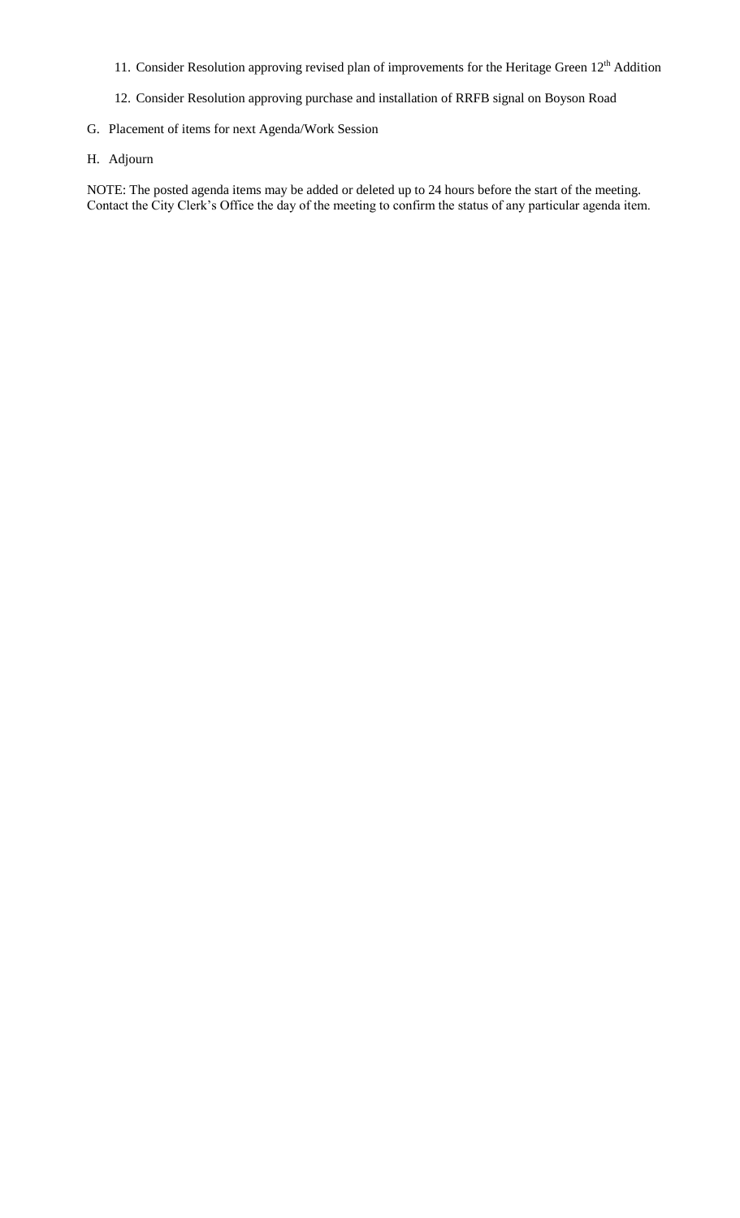11. Consider Resolution approving revised plan of improvements for the Heritage Green 12th Addition

12. Consider Resolution approving purchase and installation of RRFB signal on Boyson Road

G. Placement of items for next Agenda/Work Session

H. Adjourn

NOTE: The posted agenda items may be added or deleted up to 24 hours before the start of the meeting. Contact the City Clerk's Office the day of the meeting to confirm the status of any particular agenda item.